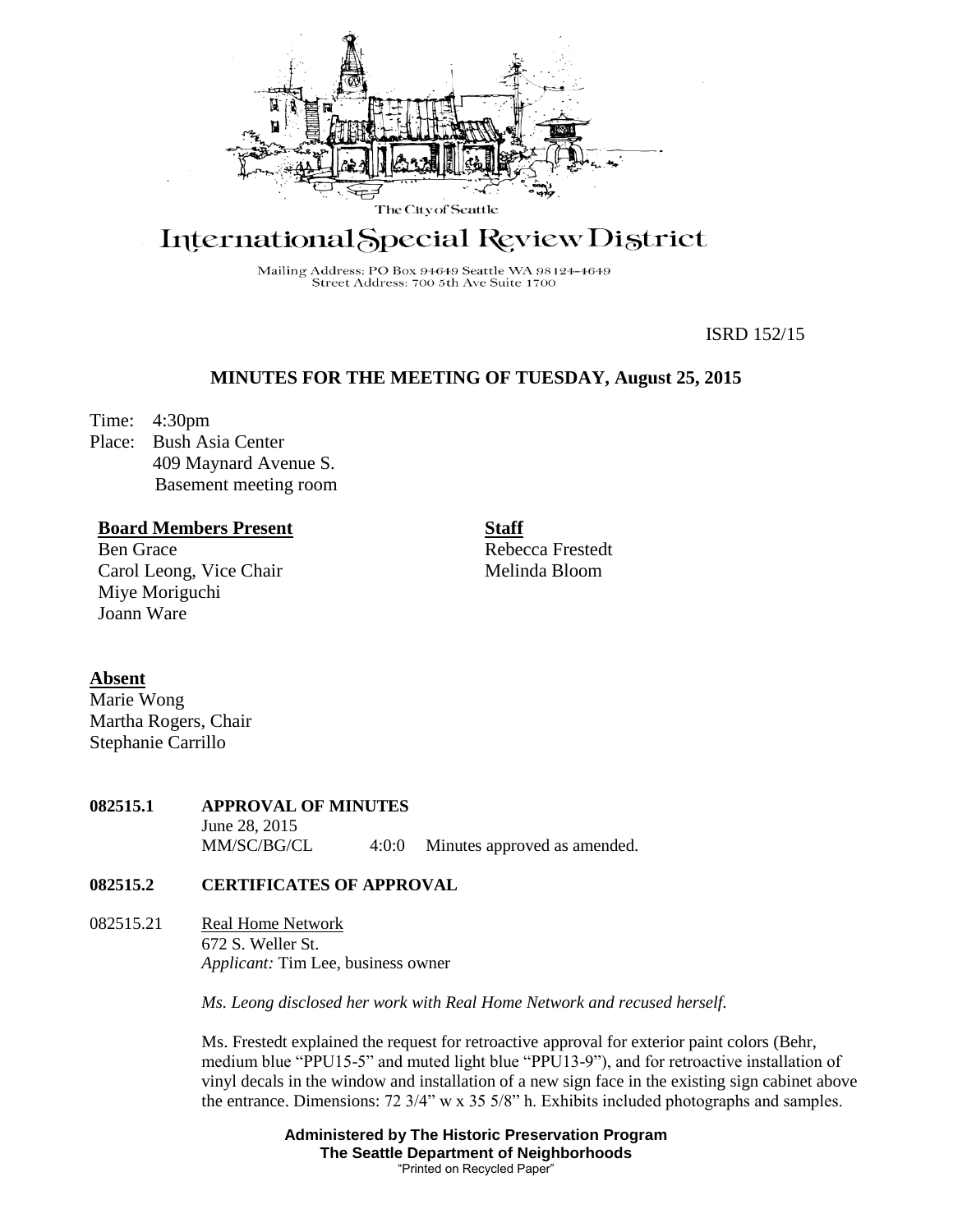The City of Seattle

# International Special Review District

Mailing Address: PO Box 94649 Seattle WA 98124-4649
Street Address: 700 5th Ave Suite 1700

ISRD 152/15

## MINUTES FOR THE MEETING OF TUESDAY, August 25, 2015

Time: 4:30pm
Place: Bush Asia Center
409 Maynard Avenue S.
Basement meeting room

**Board Members Present**
Ben Grace
Carol Leong, Vice Chair
Miye Moriguchi
Joann Ware

**Staff**
Rebecca Frestedt
Melinda Bloom

**Absent**
Marie Wong
Martha Rogers, Chair
Stephanie Carrillo

**082515.1 APPROVAL OF MINUTES**
June 28, 2015
MM/SC/BG/CL 4:0:0 Minutes approved as amended.

**082515.2 CERTIFICATES OF APPROVAL**

082515.21 Real Home Network
672 S. Weller St.
*Applicant:* Tim Lee, business owner

*Ms. Leong disclosed her work with Real Home Network and recused herself.*

Ms. Frestedt explained the request for retroactive approval for exterior paint colors (Behr, medium blue "PPU15-5" and muted light blue "PPU13-9"), and for retroactive installation of vinyl decals in the window and installation of a new sign face in the existing sign cabinet above the entrance. Dimensions: 72 3/4" w x 35 5/8" h. Exhibits included photographs and samples.

**Administered by The Historic Preservation Program**
**The Seattle Department of Neighborhoods**
"Printed on Recycled Paper"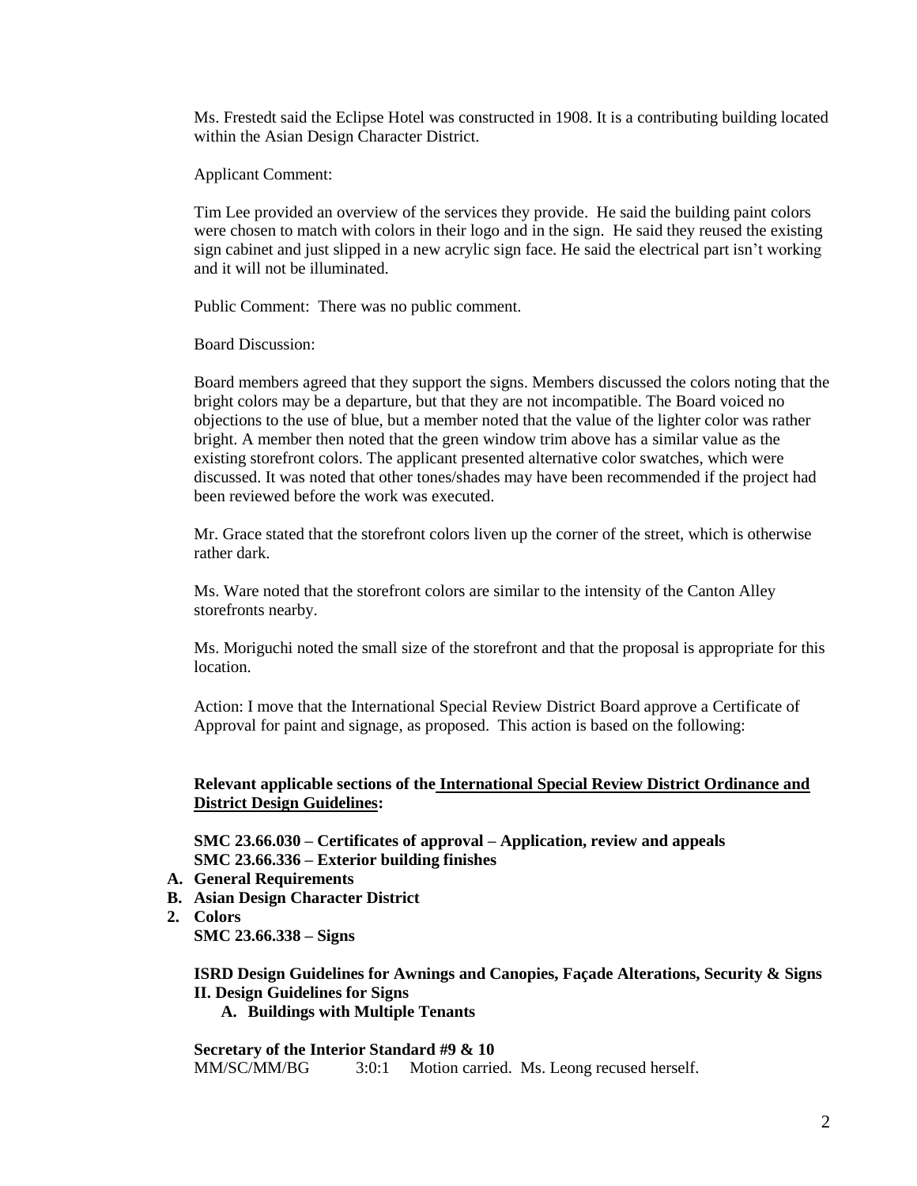Ms. Frestedt said the Eclipse Hotel was constructed in 1908. It is a contributing building located within the Asian Design Character District.

Applicant Comment:

Tim Lee provided an overview of the services they provide. He said the building paint colors were chosen to match with colors in their logo and in the sign. He said they reused the existing sign cabinet and just slipped in a new acrylic sign face. He said the electrical part isn't working and it will not be illuminated.

Public Comment: There was no public comment.

Board Discussion:

Board members agreed that they support the signs. Members discussed the colors noting that the bright colors may be a departure, but that they are not incompatible. The Board voiced no objections to the use of blue, but a member noted that the value of the lighter color was rather bright. A member then noted that the green window trim above has a similar value as the existing storefront colors. The applicant presented alternative color swatches, which were discussed. It was noted that other tones/shades may have been recommended if the project had been reviewed before the work was executed.

Mr. Grace stated that the storefront colors liven up the corner of the street, which is otherwise rather dark.

Ms. Ware noted that the storefront colors are similar to the intensity of the Canton Alley storefronts nearby.

Ms. Moriguchi noted the small size of the storefront and that the proposal is appropriate for this location.

Action: I move that the International Special Review District Board approve a Certificate of Approval for paint and signage, as proposed. This action is based on the following:

**Relevant applicable sections of the International Special Review District Ordinance and District Design Guidelines:**

**SMC 23.66.030 – Certificates of approval – Application, review and appeals**
**SMC 23.66.336 – Exterior building finishes**

**A. General Requirements**
**B. Asian Design Character District**
**2. Colors**

**SMC 23.66.338 – Signs**

**ISRD Design Guidelines for Awnings and Canopies, Façade Alterations, Security & Signs**
**II. Design Guidelines for Signs**
**A. Buildings with Multiple Tenants**

**Secretary of the Interior Standard #9 & 10**

MM/SC/MM/BG 3:0:1 Motion carried. Ms. Leong recused herself.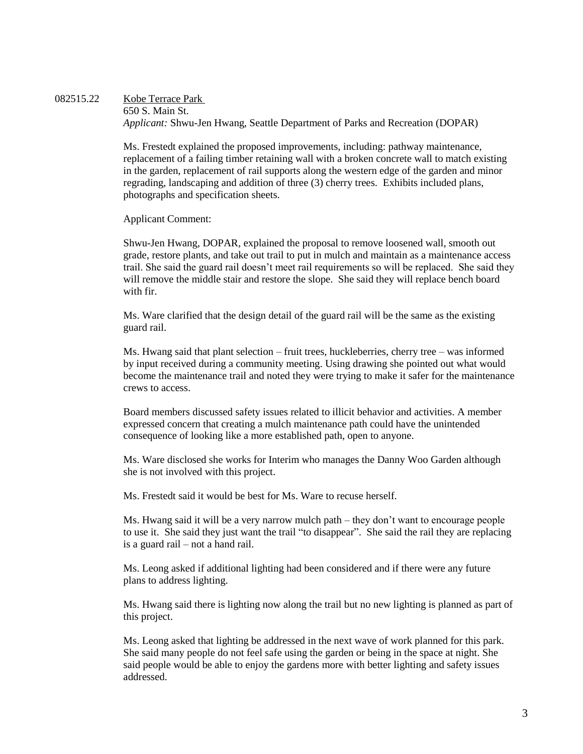082515.22 <u>Kobe Terrace Park</u>
650 S. Main St.
*Applicant:* Shwu-Jen Hwang, Seattle Department of Parks and Recreation (DOPAR)

Ms. Frestedt explained the proposed improvements, including: pathway maintenance, replacement of a failing timber retaining wall with a broken concrete wall to match existing in the garden, replacement of rail supports along the western edge of the garden and minor regrading, landscaping and addition of three (3) cherry trees. Exhibits included plans, photographs and specification sheets.

Applicant Comment:

Shwu-Jen Hwang, DOPAR, explained the proposal to remove loosened wall, smooth out grade, restore plants, and take out trail to put in mulch and maintain as a maintenance access trail. She said the guard rail doesn't meet rail requirements so will be replaced. She said they will remove the middle stair and restore the slope. She said they will replace bench board with fir.

Ms. Ware clarified that the design detail of the guard rail will be the same as the existing guard rail.

Ms. Hwang said that plant selection – fruit trees, huckleberries, cherry tree – was informed by input received during a community meeting. Using drawing she pointed out what would become the maintenance trail and noted they were trying to make it safer for the maintenance crews to access.

Board members discussed safety issues related to illicit behavior and activities. A member expressed concern that creating a mulch maintenance path could have the unintended consequence of looking like a more established path, open to anyone.

Ms. Ware disclosed she works for Interim who manages the Danny Woo Garden although she is not involved with this project.

Ms. Frestedt said it would be best for Ms. Ware to recuse herself.

Ms. Hwang said it will be a very narrow mulch path – they don't want to encourage people to use it. She said they just want the trail "to disappear". She said the rail they are replacing is a guard rail – not a hand rail.

Ms. Leong asked if additional lighting had been considered and if there were any future plans to address lighting.

Ms. Hwang said there is lighting now along the trail but no new lighting is planned as part of this project.

Ms. Leong asked that lighting be addressed in the next wave of work planned for this park. She said many people do not feel safe using the garden or being in the space at night. She said people would be able to enjoy the gardens more with better lighting and safety issues addressed.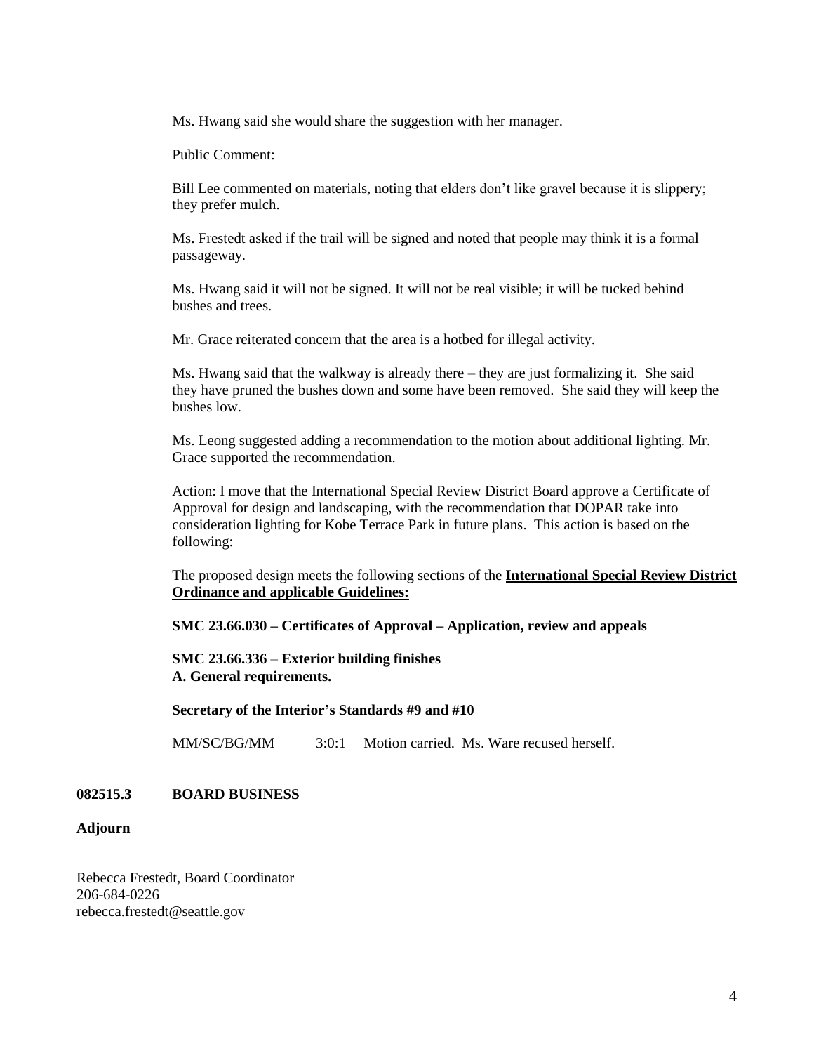Ms. Hwang said she would share the suggestion with her manager.

Public Comment:

Bill Lee commented on materials, noting that elders don't like gravel because it is slippery; they prefer mulch.

Ms. Frestedt asked if the trail will be signed and noted that people may think it is a formal passageway.

Ms. Hwang said it will not be signed. It will not be real visible; it will be tucked behind bushes and trees.

Mr. Grace reiterated concern that the area is a hotbed for illegal activity.

Ms. Hwang said that the walkway is already there – they are just formalizing it. She said they have pruned the bushes down and some have been removed. She said they will keep the bushes low.

Ms. Leong suggested adding a recommendation to the motion about additional lighting. Mr. Grace supported the recommendation.

Action: I move that the International Special Review District Board approve a Certificate of Approval for design and landscaping, with the recommendation that DOPAR take into consideration lighting for Kobe Terrace Park in future plans. This action is based on the following:

The proposed design meets the following sections of the **International Special Review District Ordinance and applicable Guidelines:**

**SMC 23.66.030 – Certificates of Approval – Application, review and appeals**

**SMC 23.66.336** – **Exterior building finishes**
**A. General requirements.**

**Secretary of the Interior's Standards #9 and #10**

MM/SC/BG/MM 3:0:1 Motion carried. Ms. Ware recused herself.

**082515.3 BOARD BUSINESS**

**Adjourn**

Rebecca Frestedt, Board Coordinator
206-684-0226
rebecca.frestedt@seattle.gov